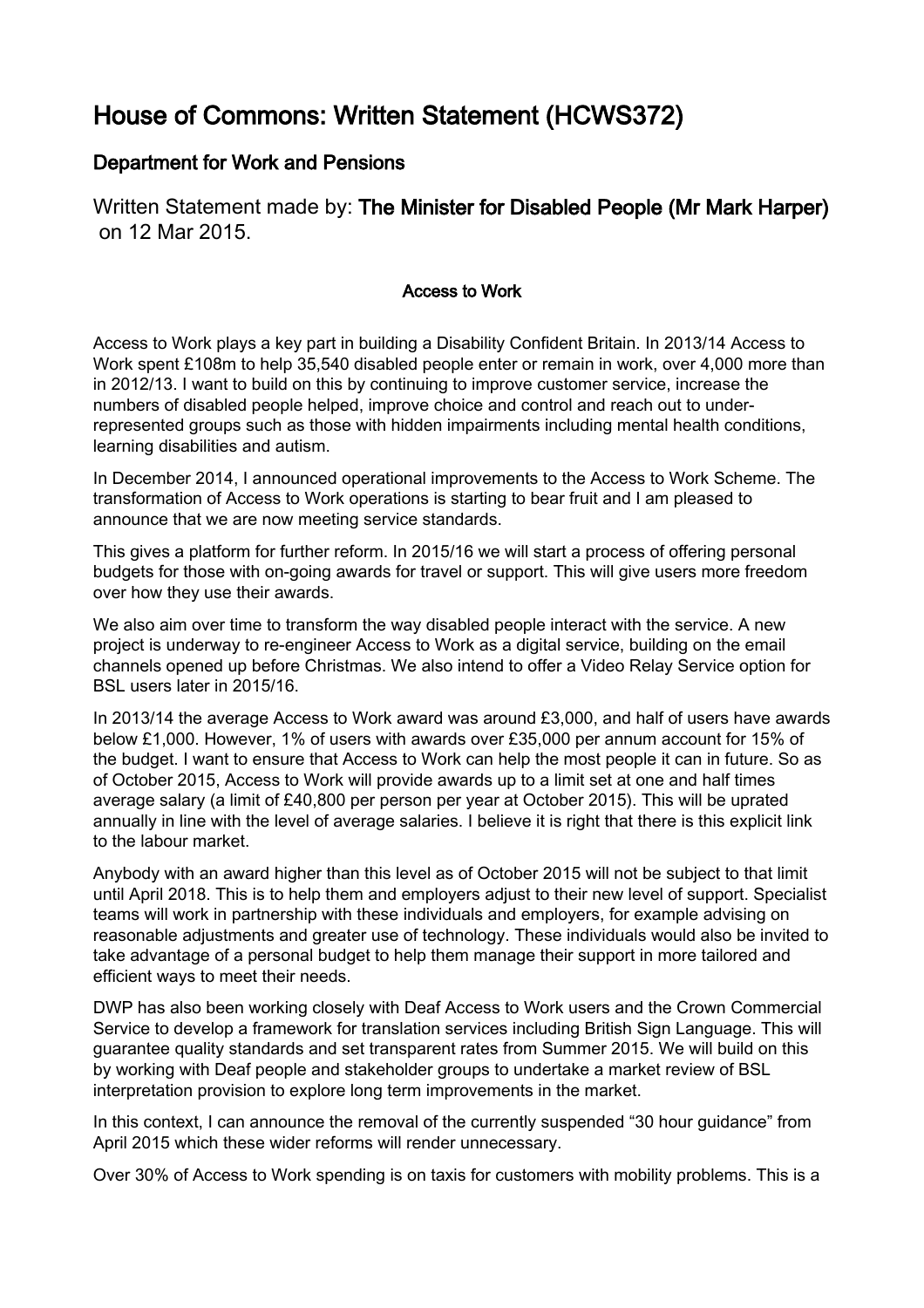# House of Commons: Written Statement (HCWS372)

## Department for Work and Pensions

Written Statement made by: **The Minister for Disabled People (Mr Mark Harper)** on 12 Mar 2015.

### Access to Work

Access to Work plays a key part in building a Disability Confident Britain. In 2013/14 Access to Work spent £108m to help 35,540 disabled people enter or remain in work, over 4,000 more than in 2012/13. I want to build on this by continuing to improve customer service, increase the numbers of disabled people helped, improve choice and control and reach out to under-represented groups such as those with hidden impairments including mental health conditions, learning disabilities and autism.

In December 2014, I announced operational improvements to the Access to Work Scheme. The transformation of Access to Work operations is starting to bear fruit and I am pleased to announce that we are now meeting service standards.

This gives a platform for further reform. In 2015/16 we will start a process of offering personal budgets for those with on-going awards for travel or support. This will give users more freedom over how they use their awards.

We also aim over time to transform the way disabled people interact with the service. A new project is underway to re-engineer Access to Work as a digital service, building on the email channels opened up before Christmas. We also intend to offer a Video Relay Service option for BSL users later in 2015/16.

In 2013/14 the average Access to Work award was around £3,000, and half of users have awards below £1,000. However, 1% of users with awards over £35,000 per annum account for 15% of the budget. I want to ensure that Access to Work can help the most people it can in future. So as of October 2015, Access to Work will provide awards up to a limit set at one and half times average salary (a limit of £40,800 per person per year at October 2015). This will be uprated annually in line with the level of average salaries. I believe it is right that there is this explicit link to the labour market.

Anybody with an award higher than this level as of October 2015 will not be subject to that limit until April 2018. This is to help them and employers adjust to their new level of support. Specialist teams will work in partnership with these individuals and employers, for example advising on reasonable adjustments and greater use of technology. These individuals would also be invited to take advantage of a personal budget to help them manage their support in more tailored and efficient ways to meet their needs.

DWP has also been working closely with Deaf Access to Work users and the Crown Commercial Service to develop a framework for translation services including British Sign Language. This will guarantee quality standards and set transparent rates from Summer 2015. We will build on this by working with Deaf people and stakeholder groups to undertake a market review of BSL interpretation provision to explore long term improvements in the market.

In this context, I can announce the removal of the currently suspended "30 hour guidance" from April 2015 which these wider reforms will render unnecessary.

Over 30% of Access to Work spending is on taxis for customers with mobility problems. This is a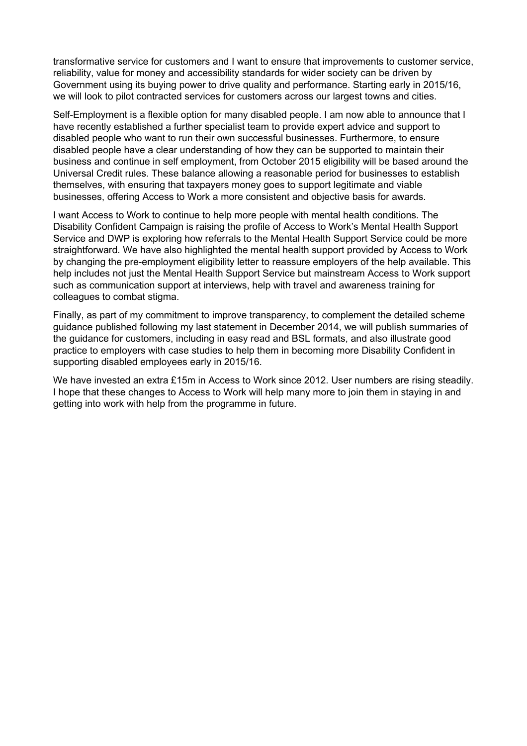transformative service for customers and I want to ensure that improvements to customer service, reliability, value for money and accessibility standards for wider society can be driven by Government using its buying power to drive quality and performance. Starting early in 2015/16, we will look to pilot contracted services for customers across our largest towns and cities.

Self-Employment is a flexible option for many disabled people. I am now able to announce that I have recently established a further specialist team to provide expert advice and support to disabled people who want to run their own successful businesses. Furthermore, to ensure disabled people have a clear understanding of how they can be supported to maintain their business and continue in self employment, from October 2015 eligibility will be based around the Universal Credit rules. These balance allowing a reasonable period for businesses to establish themselves, with ensuring that taxpayers money goes to support legitimate and viable businesses, offering Access to Work a more consistent and objective basis for awards.

I want Access to Work to continue to help more people with mental health conditions. The Disability Confident Campaign is raising the profile of Access to Work's Mental Health Support Service and DWP is exploring how referrals to the Mental Health Support Service could be more straightforward. We have also highlighted the mental health support provided by Access to Work by changing the pre-employment eligibility letter to reassure employers of the help available. This help includes not just the Mental Health Support Service but mainstream Access to Work support such as communication support at interviews, help with travel and awareness training for colleagues to combat stigma.

Finally, as part of my commitment to improve transparency, to complement the detailed scheme guidance published following my last statement in December 2014, we will publish summaries of the guidance for customers, including in easy read and BSL formats, and also illustrate good practice to employers with case studies to help them in becoming more Disability Confident in supporting disabled employees early in 2015/16.

We have invested an extra £15m in Access to Work since 2012. User numbers are rising steadily. I hope that these changes to Access to Work will help many more to join them in staying in and getting into work with help from the programme in future.